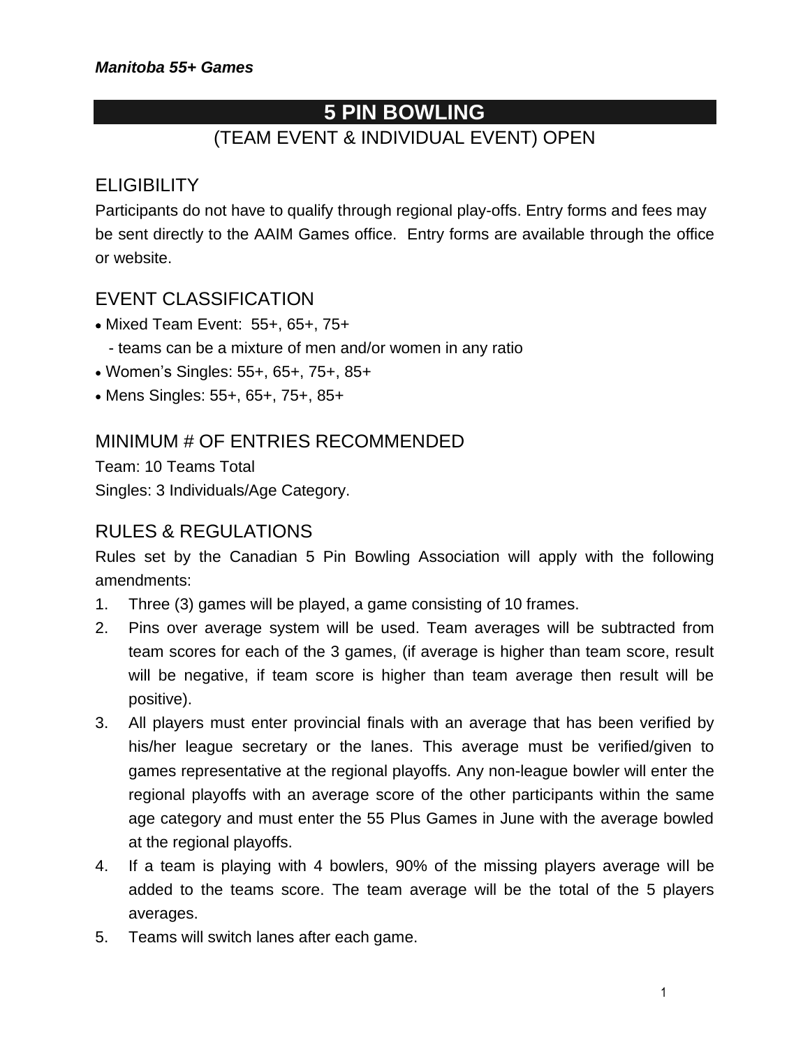***Manitoba 55+ Games***

# 5 PIN BOWLING

(TEAM EVENT & INDIVIDUAL EVENT) OPEN

## ELIGIBILITY

Participants do not have to qualify through regional play-offs. Entry forms and fees may be sent directly to the AAIM Games office. Entry forms are available through the office or website.

## EVENT CLASSIFICATION

- Mixed Team Event: 55+, 65+, 75+
  - teams can be a mixture of men and/or women in any ratio
- Women's Singles: 55+, 65+, 75+, 85+
- Mens Singles: 55+, 65+, 75+, 85+

## MINIMUM # OF ENTRIES RECOMMENDED

Team: 10 Teams Total
Singles: 3 Individuals/Age Category.

## RULES & REGULATIONS

Rules set by the Canadian 5 Pin Bowling Association will apply with the following amendments:

1. Three (3) games will be played, a game consisting of 10 frames.
2. Pins over average system will be used. Team averages will be subtracted from team scores for each of the 3 games, (if average is higher than team score, result will be negative, if team score is higher than team average then result will be positive).
3. All players must enter provincial finals with an average that has been verified by his/her league secretary or the lanes. This average must be verified/given to games representative at the regional playoffs. Any non-league bowler will enter the regional playoffs with an average score of the other participants within the same age category and must enter the 55 Plus Games in June with the average bowled at the regional playoffs.
4. If a team is playing with 4 bowlers, 90% of the missing players average will be added to the teams score. The team average will be the total of the 5 players averages.
5. Teams will switch lanes after each game.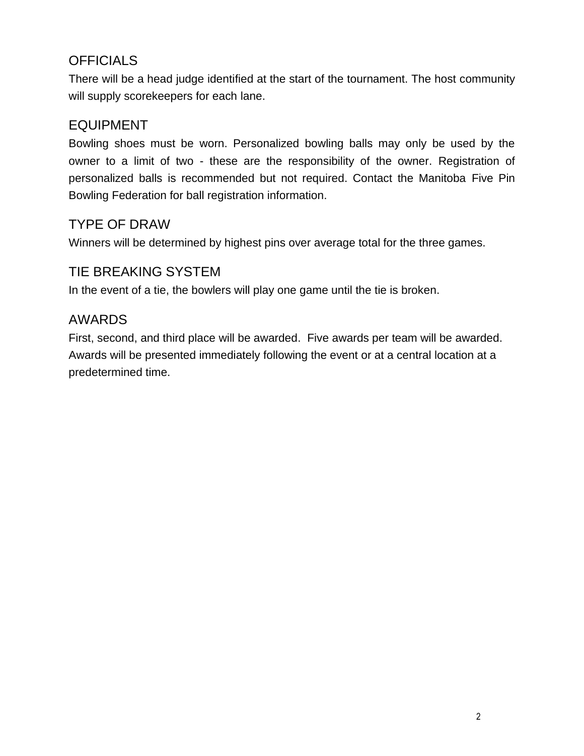## OFFICIALS

There will be a head judge identified at the start of the tournament. The host community will supply scorekeepers for each lane.

## EQUIPMENT

Bowling shoes must be worn. Personalized bowling balls may only be used by the owner to a limit of two - these are the responsibility of the owner. Registration of personalized balls is recommended but not required. Contact the Manitoba Five Pin Bowling Federation for ball registration information.

## TYPE OF DRAW

Winners will be determined by highest pins over average total for the three games.

## TIE BREAKING SYSTEM

In the event of a tie, the bowlers will play one game until the tie is broken.

## AWARDS

First, second, and third place will be awarded. Five awards per team will be awarded. Awards will be presented immediately following the event or at a central location at a predetermined time.